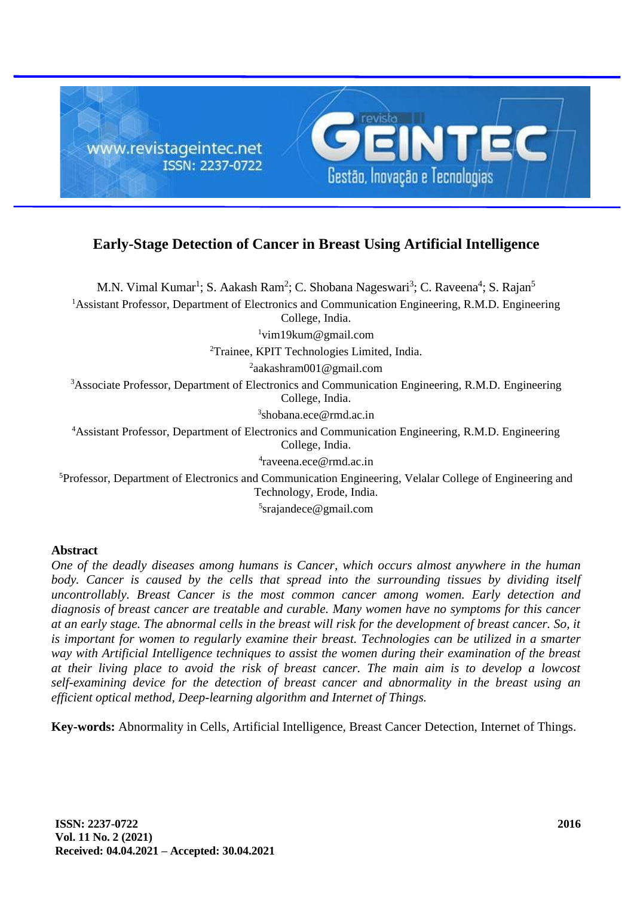# Early-Stage Detection of Cancer in Breast Using Artificial Intelligence

M.N. Vimal Kumar[1]; S. Aakash Ram[2]; C. Shobana Nageswari[3]; C. Raveena[4]; S. Rajan[5]

[1]Assistant Professor, Department of Electronics and Communication Engineering, R.M.D. Engineering College, India.

[1]vim19kum@gmail.com

[2]Trainee, KPIT Technologies Limited, India.

[2]aakashram001@gmail.com

[3]Associate Professor, Department of Electronics and Communication Engineering, R.M.D. Engineering College, India.

[3]shobana.ece@rmd.ac.in

[4]Assistant Professor, Department of Electronics and Communication Engineering, R.M.D. Engineering College, India.

[4]raveena.ece@rmd.ac.in

[5]Professor, Department of Electronics and Communication Engineering, Velalar College of Engineering and Technology, Erode, India.

[5]srajandece@gmail.com

## Abstract

*One of the deadly diseases among humans is Cancer, which occurs almost anywhere in the human body. Cancer is caused by the cells that spread into the surrounding tissues by dividing itself uncontrollably. Breast Cancer is the most common cancer among women. Early detection and diagnosis of breast cancer are treatable and curable. Many women have no symptoms for this cancer at an early stage. The abnormal cells in the breast will risk for the development of breast cancer. So, it is important for women to regularly examine their breast. Technologies can be utilized in a smarter way with Artificial Intelligence techniques to assist the women during their examination of the breast at their living place to avoid the risk of breast cancer. The main aim is to develop a lowcost self-examining device for the detection of breast cancer and abnormality in the breast using an efficient optical method, Deep-learning algorithm and Internet of Things.*

**Key-words:** Abnormality in Cells, Artificial Intelligence, Breast Cancer Detection, Internet of Things.

**Received: 04.04.2021 – Accepted: 30.04.2021**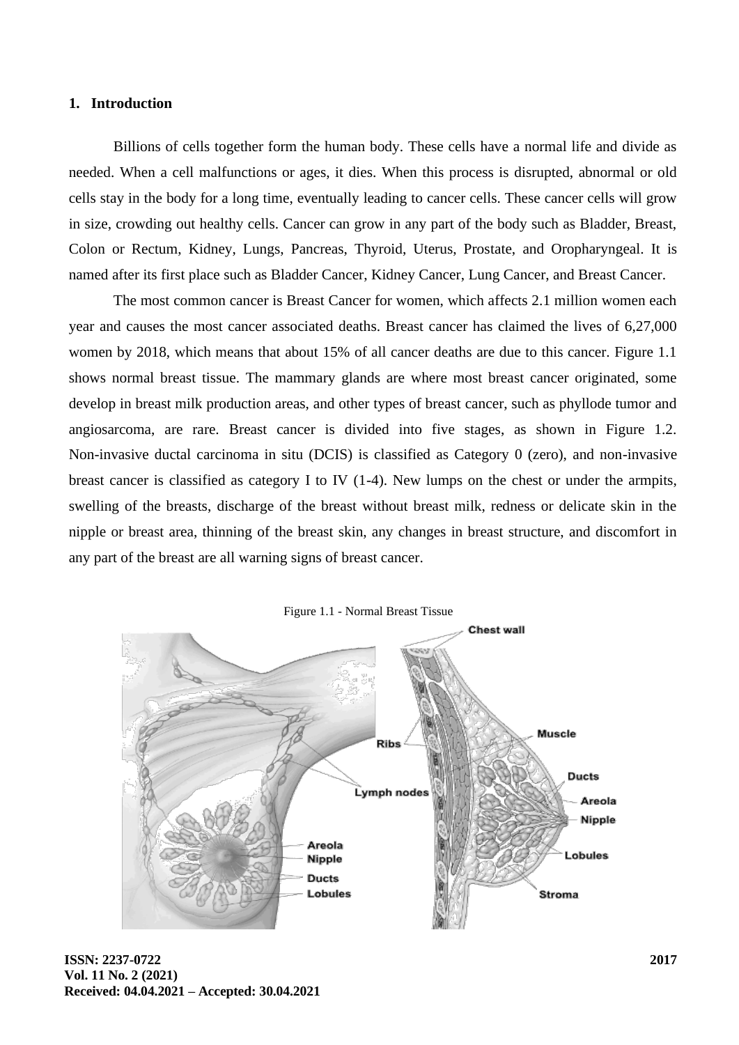## 1. Introduction

Billions of cells together form the human body. These cells have a normal life and divide as needed. When a cell malfunctions or ages, it dies. When this process is disrupted, abnormal or old cells stay in the body for a long time, eventually leading to cancer cells. These cancer cells will grow in size, crowding out healthy cells. Cancer can grow in any part of the body such as Bladder, Breast, Colon or Rectum, Kidney, Lungs, Pancreas, Thyroid, Uterus, Prostate, and Oropharyngeal. It is named after its first place such as Bladder Cancer, Kidney Cancer, Lung Cancer, and Breast Cancer.

The most common cancer is Breast Cancer for women, which affects 2.1 million women each year and causes the most cancer associated deaths. Breast cancer has claimed the lives of 6,27,000 women by 2018, which means that about 15% of all cancer deaths are due to this cancer. Figure 1.1 shows normal breast tissue. The mammary glands are where most breast cancer originated, some develop in breast milk production areas, and other types of breast cancer, such as phyllode tumor and angiosarcoma, are rare. Breast cancer is divided into five stages, as shown in Figure 1.2. Non-invasive ductal carcinoma in situ (DCIS) is classified as Category 0 (zero), and non-invasive breast cancer is classified as category I to IV (1-4). New lumps on the chest or under the armpits, swelling of the breasts, discharge of the breast without breast milk, redness or delicate skin in the nipple or breast area, thinning of the breast skin, any changes in breast structure, and discomfort in any part of the breast are all warning signs of breast cancer.

Figure 1.1 - Normal Breast Tissue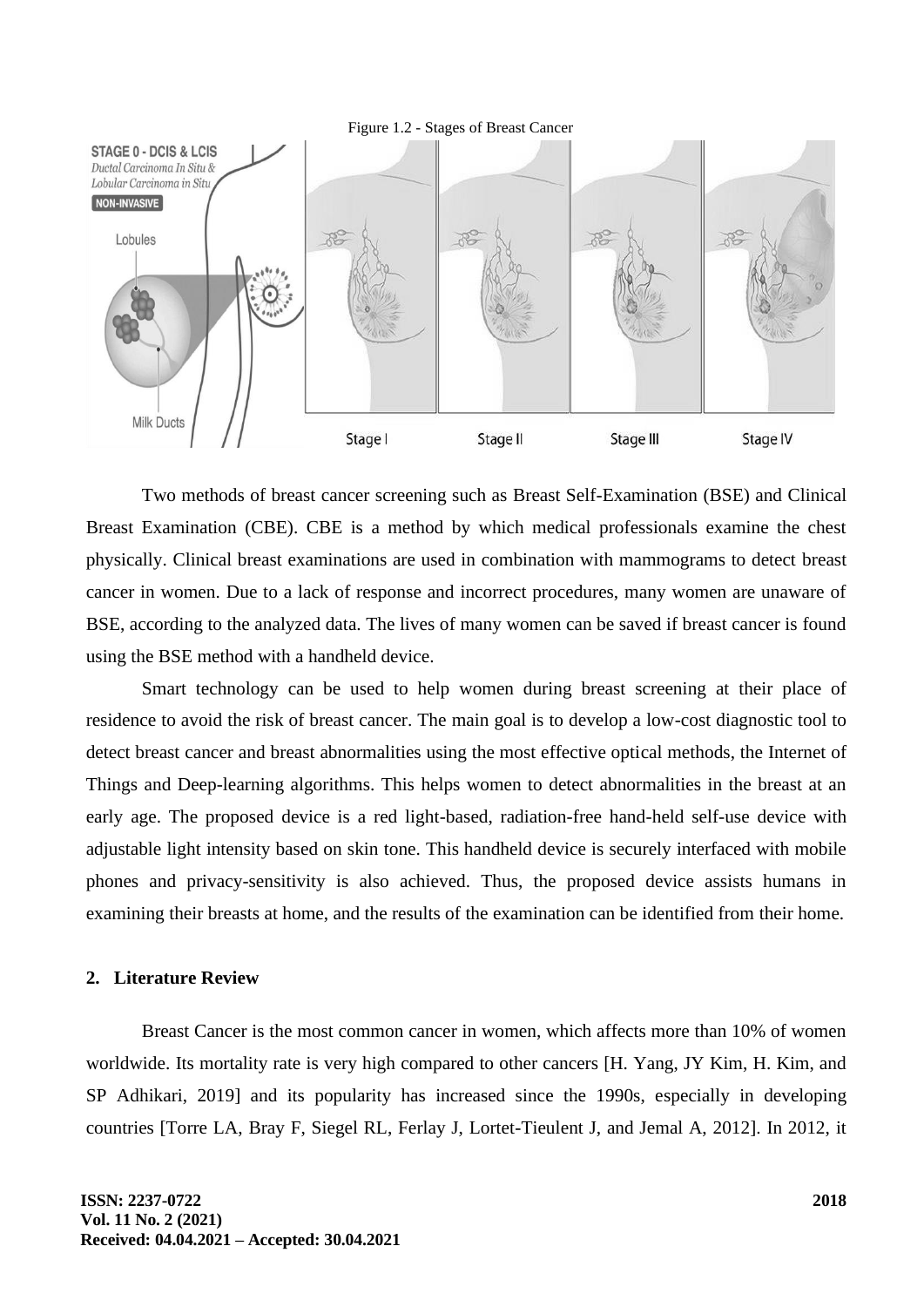Figure 1.2 - Stages of Breast Cancer

Two methods of breast cancer screening such as Breast Self-Examination (BSE) and Clinical Breast Examination (CBE). CBE is a method by which medical professionals examine the chest physically. Clinical breast examinations are used in combination with mammograms to detect breast cancer in women. Due to a lack of response and incorrect procedures, many women are unaware of BSE, according to the analyzed data. The lives of many women can be saved if breast cancer is found using the BSE method with a handheld device.

Smart technology can be used to help women during breast screening at their place of residence to avoid the risk of breast cancer. The main goal is to develop a low-cost diagnostic tool to detect breast cancer and breast abnormalities using the most effective optical methods, the Internet of Things and Deep-learning algorithms. This helps women to detect abnormalities in the breast at an early age. The proposed device is a red light-based, radiation-free hand-held self-use device with adjustable light intensity based on skin tone. This handheld device is securely interfaced with mobile phones and privacy-sensitivity is also achieved. Thus, the proposed device assists humans in examining their breasts at home, and the results of the examination can be identified from their home.

## 2. Literature Review

Breast Cancer is the most common cancer in women, which affects more than 10% of women worldwide. Its mortality rate is very high compared to other cancers [H. Yang, JY Kim, H. Kim, and SP Adhikari, 2019] and its popularity has increased since the 1990s, especially in developing countries [Torre LA, Bray F, Siegel RL, Ferlay J, Lortet-Tieulent J, and Jemal A, 2012]. In 2012, it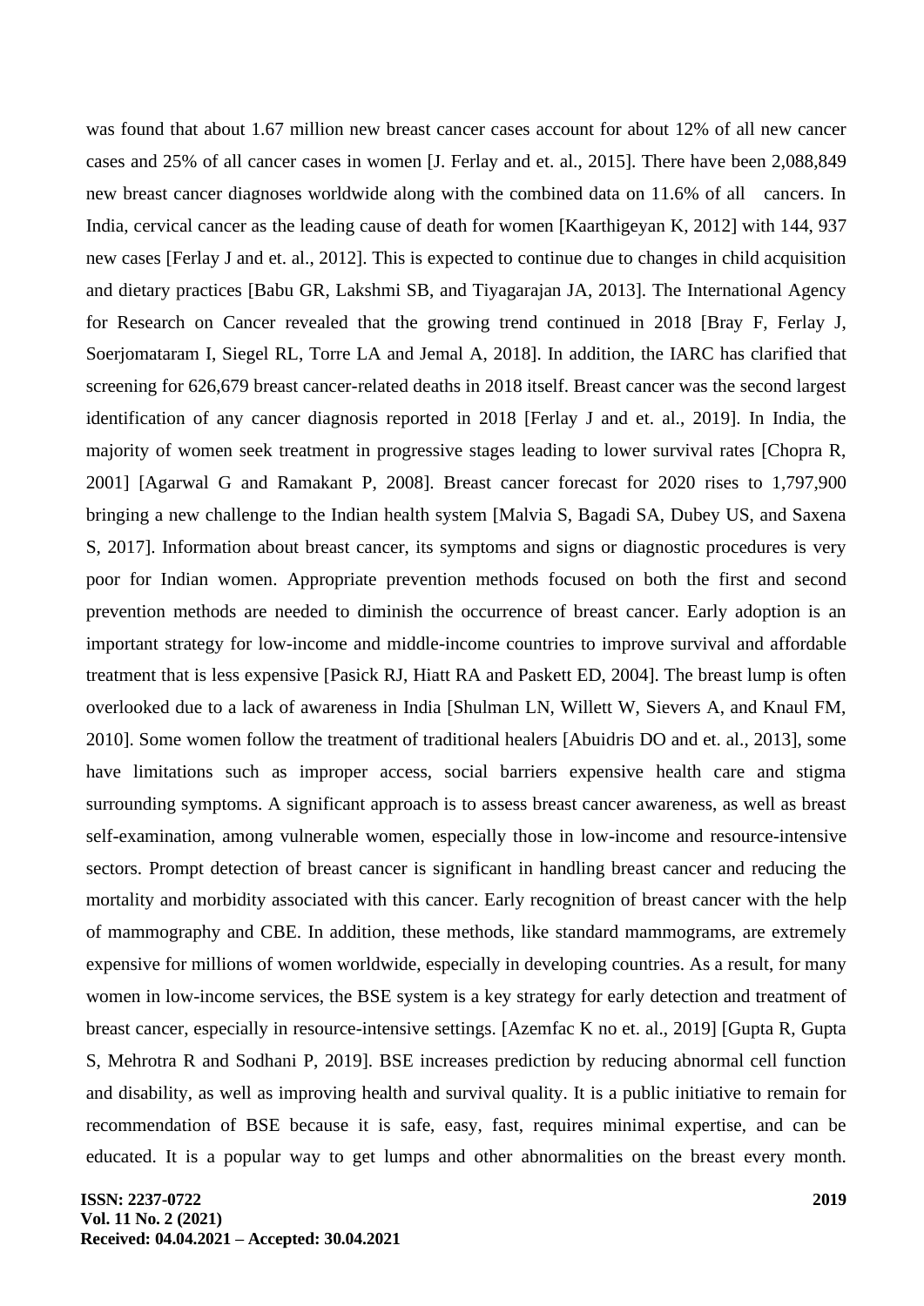was found that about 1.67 million new breast cancer cases account for about 12% of all new cancer cases and 25% of all cancer cases in women [J. Ferlay and et. al., 2015]. There have been 2,088,849 new breast cancer diagnoses worldwide along with the combined data on 11.6% of all cancers. In India, cervical cancer as the leading cause of death for women [Kaarthigeyan K, 2012] with 144, 937 new cases [Ferlay J and et. al., 2012]. This is expected to continue due to changes in child acquisition and dietary practices [Babu GR, Lakshmi SB, and Tiyagarajan JA, 2013]. The International Agency for Research on Cancer revealed that the growing trend continued in 2018 [Bray F, Ferlay J, Soerjomataram I, Siegel RL, Torre LA and Jemal A, 2018]. In addition, the IARC has clarified that screening for 626,679 breast cancer-related deaths in 2018 itself. Breast cancer was the second largest identification of any cancer diagnosis reported in 2018 [Ferlay J and et. al., 2019]. In India, the majority of women seek treatment in progressive stages leading to lower survival rates [Chopra R, 2001] [Agarwal G and Ramakant P, 2008]. Breast cancer forecast for 2020 rises to 1,797,900 bringing a new challenge to the Indian health system [Malvia S, Bagadi SA, Dubey US, and Saxena S, 2017]. Information about breast cancer, its symptoms and signs or diagnostic procedures is very poor for Indian women. Appropriate prevention methods focused on both the first and second prevention methods are needed to diminish the occurrence of breast cancer. Early adoption is an important strategy for low-income and middle-income countries to improve survival and affordable treatment that is less expensive [Pasick RJ, Hiatt RA and Paskett ED, 2004]. The breast lump is often overlooked due to a lack of awareness in India [Shulman LN, Willett W, Sievers A, and Knaul FM, 2010]. Some women follow the treatment of traditional healers [Abuidris DO and et. al., 2013], some have limitations such as improper access, social barriers expensive health care and stigma surrounding symptoms. A significant approach is to assess breast cancer awareness, as well as breast self-examination, among vulnerable women, especially those in low-income and resource-intensive sectors. Prompt detection of breast cancer is significant in handling breast cancer and reducing the mortality and morbidity associated with this cancer. Early recognition of breast cancer with the help of mammography and CBE. In addition, these methods, like standard mammograms, are extremely expensive for millions of women worldwide, especially in developing countries. As a result, for many women in low-income services, the BSE system is a key strategy for early detection and treatment of breast cancer, especially in resource-intensive settings. [Azemfac K no et. al., 2019] [Gupta R, Gupta S, Mehrotra R and Sodhani P, 2019]. BSE increases prediction by reducing abnormal cell function and disability, as well as improving health and survival quality. It is a public initiative to remain for recommendation of BSE because it is safe, easy, fast, requires minimal expertise, and can be educated. It is a popular way to get lumps and other abnormalities on the breast every month.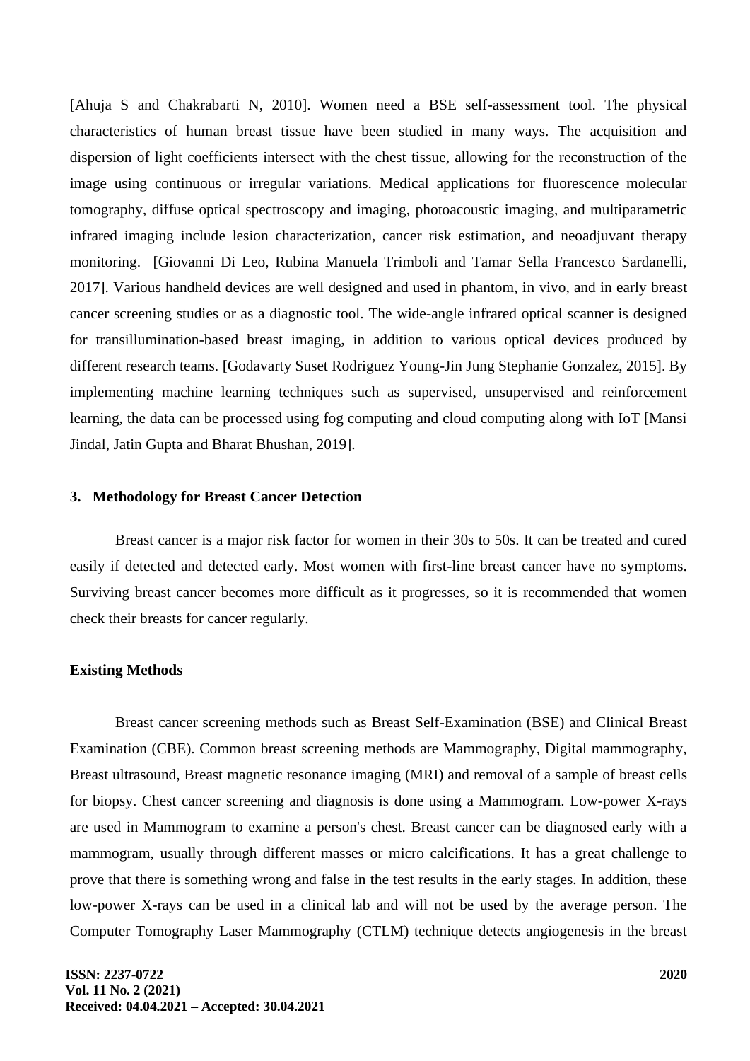[Ahuja S and Chakrabarti N, 2010]. Women need a BSE self-assessment tool. The physical characteristics of human breast tissue have been studied in many ways. The acquisition and dispersion of light coefficients intersect with the chest tissue, allowing for the reconstruction of the image using continuous or irregular variations. Medical applications for fluorescence molecular tomography, diffuse optical spectroscopy and imaging, photoacoustic imaging, and multiparametric infrared imaging include lesion characterization, cancer risk estimation, and neoadjuvant therapy monitoring. [Giovanni Di Leo, Rubina Manuela Trimboli and Tamar Sella Francesco Sardanelli, 2017]. Various handheld devices are well designed and used in phantom, in vivo, and in early breast cancer screening studies or as a diagnostic tool. The wide-angle infrared optical scanner is designed for transillumination-based breast imaging, in addition to various optical devices produced by different research teams. [Godavarty Suset Rodriguez Young-Jin Jung Stephanie Gonzalez, 2015]. By implementing machine learning techniques such as supervised, unsupervised and reinforcement learning, the data can be processed using fog computing and cloud computing along with IoT [Mansi Jindal, Jatin Gupta and Bharat Bhushan, 2019].

## 3. Methodology for Breast Cancer Detection

Breast cancer is a major risk factor for women in their 30s to 50s. It can be treated and cured easily if detected and detected early. Most women with first-line breast cancer have no symptoms. Surviving breast cancer becomes more difficult as it progresses, so it is recommended that women check their breasts for cancer regularly.

### Existing Methods

Breast cancer screening methods such as Breast Self-Examination (BSE) and Clinical Breast Examination (CBE). Common breast screening methods are Mammography, Digital mammography, Breast ultrasound, Breast magnetic resonance imaging (MRI) and removal of a sample of breast cells for biopsy. Chest cancer screening and diagnosis is done using a Mammogram. Low-power X-rays are used in Mammogram to examine a person's chest. Breast cancer can be diagnosed early with a mammogram, usually through different masses or micro calcifications. It has a great challenge to prove that there is something wrong and false in the test results in the early stages. In addition, these low-power X-rays can be used in a clinical lab and will not be used by the average person. The Computer Tomography Laser Mammography (CTLM) technique detects angiogenesis in the breast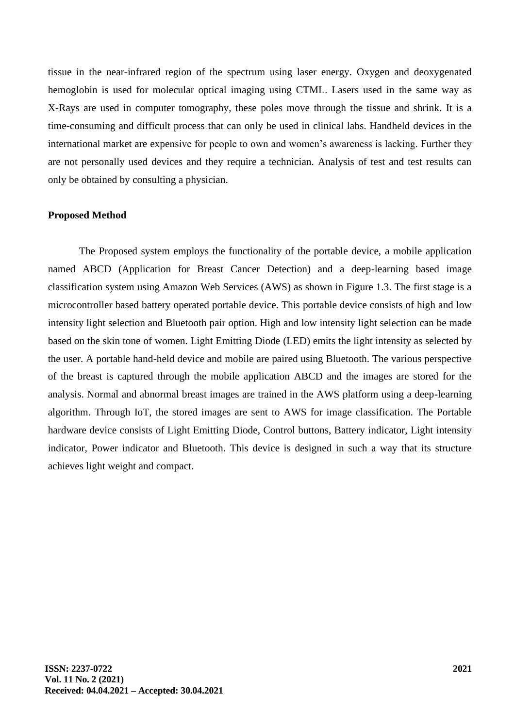tissue in the near-infrared region of the spectrum using laser energy. Oxygen and deoxygenated hemoglobin is used for molecular optical imaging using CTML. Lasers used in the same way as X-Rays are used in computer tomography, these poles move through the tissue and shrink. It is a time-consuming and difficult process that can only be used in clinical labs. Handheld devices in the international market are expensive for people to own and women's awareness is lacking. Further they are not personally used devices and they require a technician. Analysis of test and test results can only be obtained by consulting a physician.

**Proposed Method**

The Proposed system employs the functionality of the portable device, a mobile application named ABCD (Application for Breast Cancer Detection) and a deep-learning based image classification system using Amazon Web Services (AWS) as shown in Figure 1.3. The first stage is a microcontroller based battery operated portable device. This portable device consists of high and low intensity light selection and Bluetooth pair option. High and low intensity light selection can be made based on the skin tone of women. Light Emitting Diode (LED) emits the light intensity as selected by the user. A portable hand-held device and mobile are paired using Bluetooth. The various perspective of the breast is captured through the mobile application ABCD and the images are stored for the analysis. Normal and abnormal breast images are trained in the AWS platform using a deep-learning algorithm. Through IoT, the stored images are sent to AWS for image classification. The Portable hardware device consists of Light Emitting Diode, Control buttons, Battery indicator, Light intensity indicator, Power indicator and Bluetooth. This device is designed in such a way that its structure achieves light weight and compact.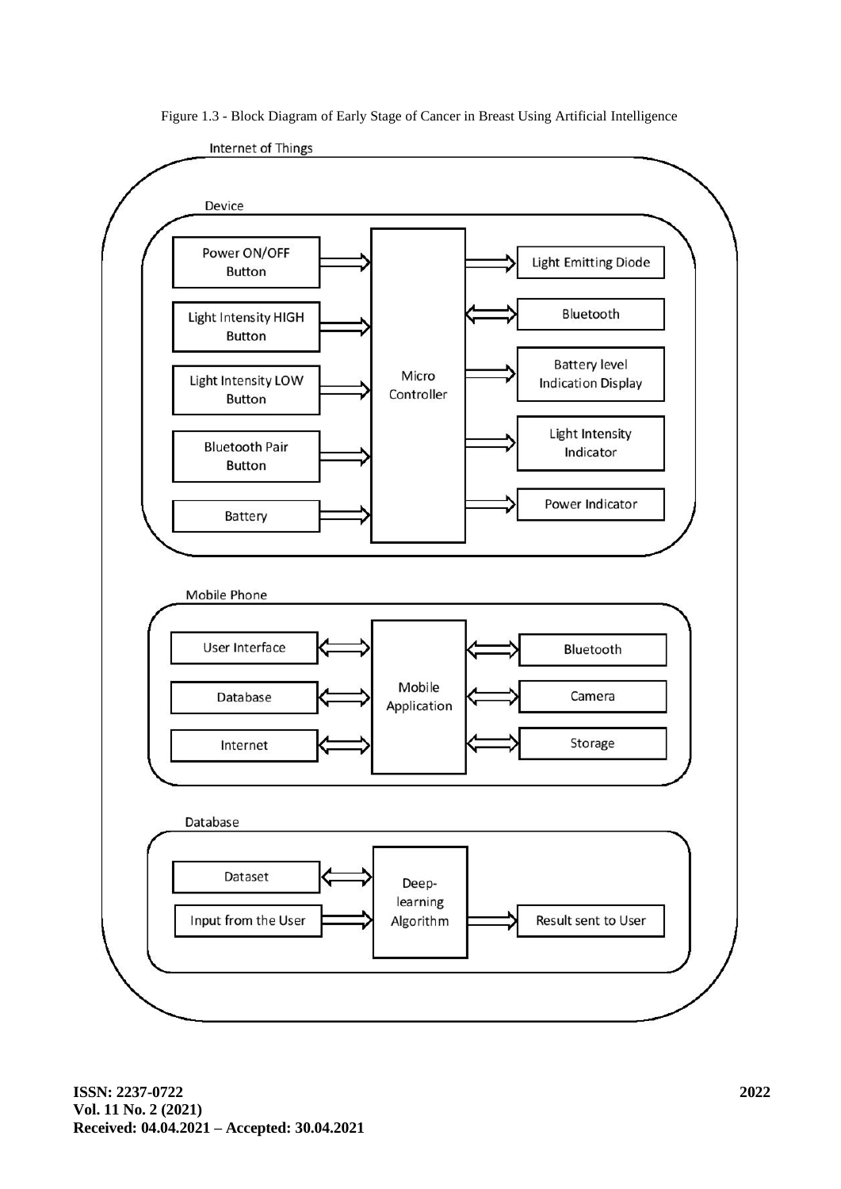Figure 1.3 - Block Diagram of Early Stage of Cancer in Breast Using Artificial Intelligence

Internet of Things

Device

- Power ON/OFF Button
- Light Intensity HIGH Button
- Light Intensity LOW Button
- Bluetooth Pair Button
- Battery
- Micro Controller
- Light Emitting Diode
- Bluetooth
- Battery level Indication Display
- Light Intensity Indicator
- Power Indicator

Mobile Phone

- User Interface
- Database
- Internet
- Mobile Application
- Bluetooth
- Camera
- Storage

Database

- Dataset
- Input from the User
- Deep-learning Algorithm
- Result sent to User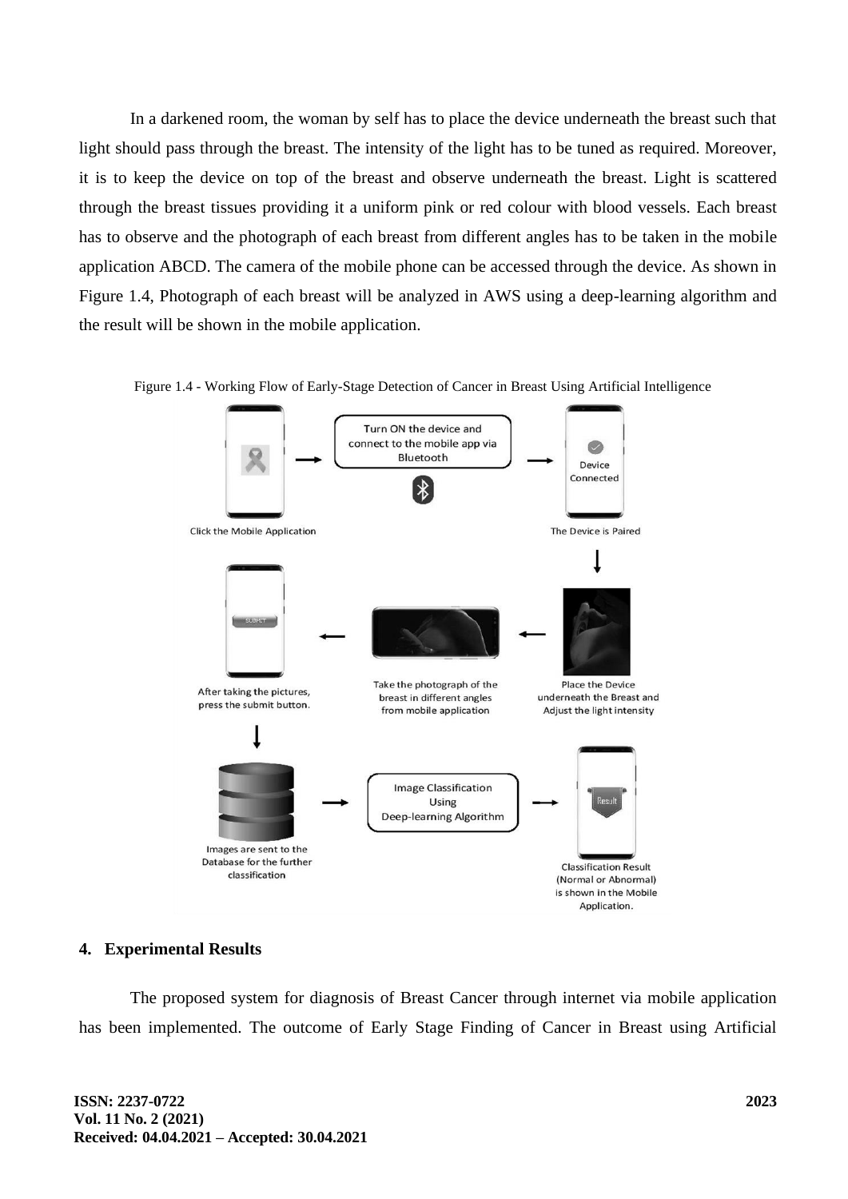In a darkened room, the woman by self has to place the device underneath the breast such that light should pass through the breast. The intensity of the light has to be tuned as required. Moreover, it is to keep the device on top of the breast and observe underneath the breast. Light is scattered through the breast tissues providing it a uniform pink or red colour with blood vessels. Each breast has to observe and the photograph of each breast from different angles has to be taken in the mobile application ABCD. The camera of the mobile phone can be accessed through the device. As shown in Figure 1.4, Photograph of each breast will be analyzed in AWS using a deep-learning algorithm and the result will be shown in the mobile application.

Figure 1.4 - Working Flow of Early-Stage Detection of Cancer in Breast Using Artificial Intelligence

Click the Mobile Application → Turn ON the device and connect to the mobile app via Bluetooth → The Device is Paired (Device Connected) → Place the Device underneath the Breast and Adjust the light intensity → Take the photograph of the breast in different angles from mobile application → After taking the pictures, press the submit button. → Images are sent to the Database for the further classification → Image Classification Using Deep-learning Algorithm → Classification Result (Normal or Abnormal) is shown in the Mobile Application.

## 4. Experimental Results

The proposed system for diagnosis of Breast Cancer through internet via mobile application has been implemented. The outcome of Early Stage Finding of Cancer in Breast using Artificial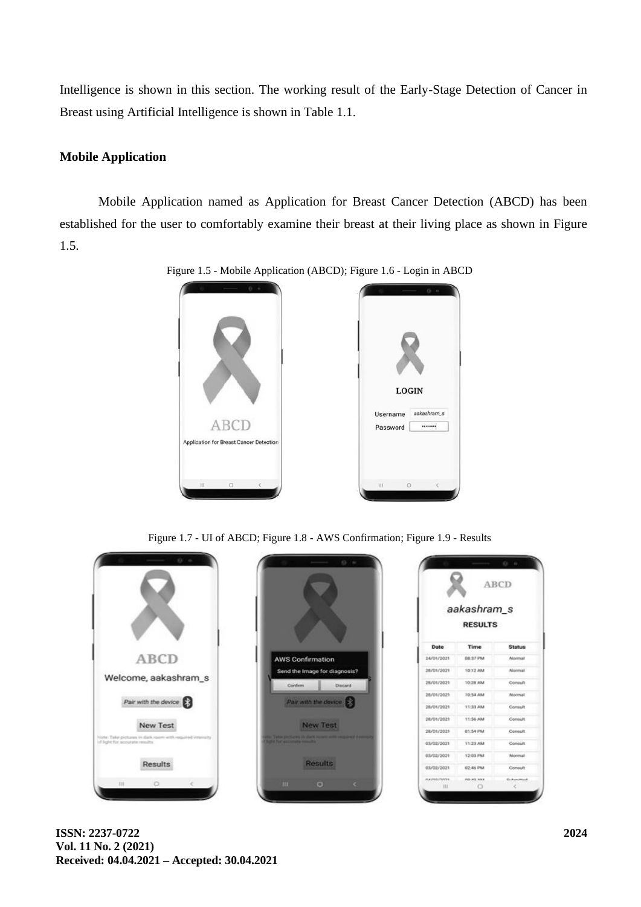Intelligence is shown in this section. The working result of the Early-Stage Detection of Cancer in Breast using Artificial Intelligence is shown in Table 1.1.

**Mobile Application**

Mobile Application named as Application for Breast Cancer Detection (ABCD) has been established for the user to comfortably examine their breast at their living place as shown in Figure 1.5.

Figure 1.5 - Mobile Application (ABCD); Figure 1.6 - Login in ABCD

Figure 1.7 - UI of ABCD; Figure 1.8 - AWS Confirmation; Figure 1.9 - Results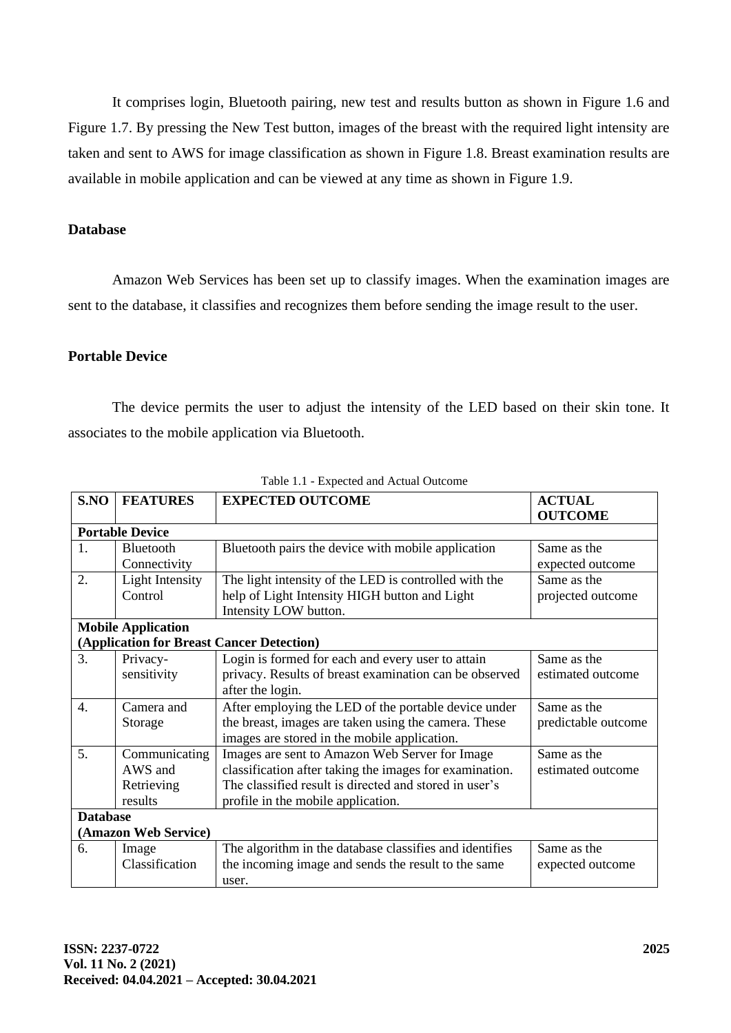It comprises login, Bluetooth pairing, new test and results button as shown in Figure 1.6 and Figure 1.7. By pressing the New Test button, images of the breast with the required light intensity are taken and sent to AWS for image classification as shown in Figure 1.8. Breast examination results are available in mobile application and can be viewed at any time as shown in Figure 1.9.

**Database**

Amazon Web Services has been set up to classify images. When the examination images are sent to the database, it classifies and recognizes them before sending the image result to the user.

**Portable Device**

The device permits the user to adjust the intensity of the LED based on their skin tone. It associates to the mobile application via Bluetooth.

Table 1.1 - Expected and Actual Outcome

| S.NO | FEATURES | EXPECTED OUTCOME | ACTUAL OUTCOME |
|---|---|---|---|
| **Portable Device** | | | |
| 1. | Bluetooth Connectivity | Bluetooth pairs the device with mobile application | Same as the expected outcome |
| 2. | Light Intensity Control | The light intensity of the LED is controlled with the help of Light Intensity HIGH button and Light Intensity LOW button. | Same as the projected outcome |
| **Mobile Application (Application for Breast Cancer Detection)** | | | |
| 3. | Privacy-sensitivity | Login is formed for each and every user to attain privacy. Results of breast examination can be observed after the login. | Same as the estimated outcome |
| 4. | Camera and Storage | After employing the LED of the portable device under the breast, images are taken using the camera. These images are stored in the mobile application. | Same as the predictable outcome |
| 5. | Communicating AWS and Retrieving results | Images are sent to Amazon Web Server for Image classification after taking the images for examination. The classified result is directed and stored in user's profile in the mobile application. | Same as the estimated outcome |
| **Database (Amazon Web Service)** | | | |
| 6. | Image Classification | The algorithm in the database classifies and identifies the incoming image and sends the result to the same user. | Same as the expected outcome |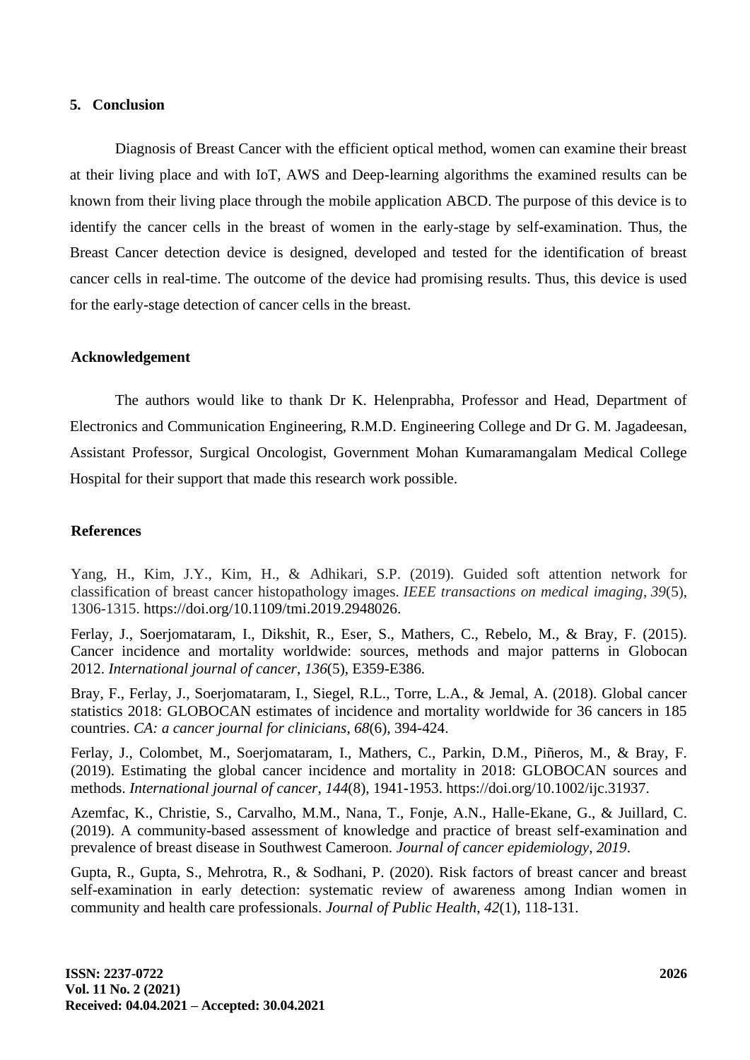## 5. Conclusion

Diagnosis of Breast Cancer with the efficient optical method, women can examine their breast at their living place and with IoT, AWS and Deep-learning algorithms the examined results can be known from their living place through the mobile application ABCD. The purpose of this device is to identify the cancer cells in the breast of women in the early-stage by self-examination. Thus, the Breast Cancer detection device is designed, developed and tested for the identification of breast cancer cells in real-time. The outcome of the device had promising results. Thus, this device is used for the early-stage detection of cancer cells in the breast.

## Acknowledgement

The authors would like to thank Dr K. Helenprabha, Professor and Head, Department of Electronics and Communication Engineering, R.M.D. Engineering College and Dr G. M. Jagadeesan, Assistant Professor, Surgical Oncologist, Government Mohan Kumaramangalam Medical College Hospital for their support that made this research work possible.

## References

Yang, H., Kim, J.Y., Kim, H., & Adhikari, S.P. (2019). Guided soft attention network for classification of breast cancer histopathology images. *IEEE transactions on medical imaging*, *39*(5), 1306-1315. https://doi.org/10.1109/tmi.2019.2948026.

Ferlay, J., Soerjomataram, I., Dikshit, R., Eser, S., Mathers, C., Rebelo, M., & Bray, F. (2015). Cancer incidence and mortality worldwide: sources, methods and major patterns in Globocan 2012. *International journal of cancer*, *136*(5), E359-E386.

Bray, F., Ferlay, J., Soerjomataram, I., Siegel, R.L., Torre, L.A., & Jemal, A. (2018). Global cancer statistics 2018: GLOBOCAN estimates of incidence and mortality worldwide for 36 cancers in 185 countries. *CA: a cancer journal for clinicians*, *68*(6), 394-424.

Ferlay, J., Colombet, M., Soerjomataram, I., Mathers, C., Parkin, D.M., Piñeros, M., & Bray, F. (2019). Estimating the global cancer incidence and mortality in 2018: GLOBOCAN sources and methods. *International journal of cancer*, *144*(8), 1941-1953. https://doi.org/10.1002/ijc.31937.

Azemfac, K., Christie, S., Carvalho, M.M., Nana, T., Fonje, A.N., Halle-Ekane, G., & Juillard, C. (2019). A community-based assessment of knowledge and practice of breast self-examination and prevalence of breast disease in Southwest Cameroon. *Journal of cancer epidemiology*, *2019*.

Gupta, R., Gupta, S., Mehrotra, R., & Sodhani, P. (2020). Risk factors of breast cancer and breast self-examination in early detection: systematic review of awareness among Indian women in community and health care professionals. *Journal of Public Health*, *42*(1), 118-131.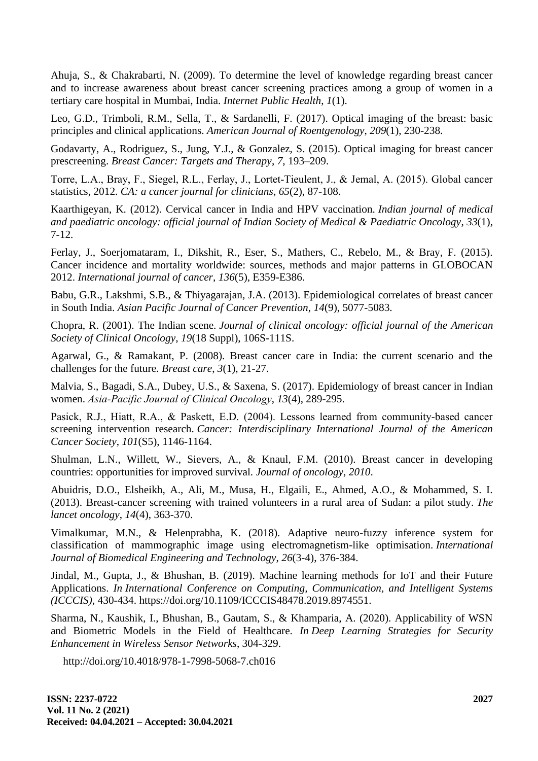Ahuja, S., & Chakrabarti, N. (2009). To determine the level of knowledge regarding breast cancer and to increase awareness about breast cancer screening practices among a group of women in a tertiary care hospital in Mumbai, India. *Internet Public Health*, *1*(1).

Leo, G.D., Trimboli, R.M., Sella, T., & Sardanelli, F. (2017). Optical imaging of the breast: basic principles and clinical applications. *American Journal of Roentgenology*, *209*(1), 230-238.

Godavarty, A., Rodriguez, S., Jung, Y.J., & Gonzalez, S. (2015). Optical imaging for breast cancer prescreening. *Breast Cancer: Targets and Therapy*, *7*, 193–209.

Torre, L.A., Bray, F., Siegel, R.L., Ferlay, J., Lortet-Tieulent, J., & Jemal, A. (2015). Global cancer statistics, 2012. *CA: a cancer journal for clinicians*, *65*(2), 87-108.

Kaarthigeyan, K. (2012). Cervical cancer in India and HPV vaccination. *Indian journal of medical and paediatric oncology: official journal of Indian Society of Medical & Paediatric Oncology*, *33*(1), 7-12.

Ferlay, J., Soerjomataram, I., Dikshit, R., Eser, S., Mathers, C., Rebelo, M., & Bray, F. (2015). Cancer incidence and mortality worldwide: sources, methods and major patterns in GLOBOCAN 2012. *International journal of cancer*, *136*(5), E359-E386.

Babu, G.R., Lakshmi, S.B., & Thiyagarajan, J.A. (2013). Epidemiological correlates of breast cancer in South India. *Asian Pacific Journal of Cancer Prevention*, *14*(9), 5077-5083.

Chopra, R. (2001). The Indian scene. *Journal of clinical oncology: official journal of the American Society of Clinical Oncology*, *19*(18 Suppl), 106S-111S.

Agarwal, G., & Ramakant, P. (2008). Breast cancer care in India: the current scenario and the challenges for the future. *Breast care*, *3*(1), 21-27.

Malvia, S., Bagadi, S.A., Dubey, U.S., & Saxena, S. (2017). Epidemiology of breast cancer in Indian women. *Asia-Pacific Journal of Clinical Oncology*, *13*(4), 289-295.

Pasick, R.J., Hiatt, R.A., & Paskett, E.D. (2004). Lessons learned from community-based cancer screening intervention research. *Cancer: Interdisciplinary International Journal of the American Cancer Society*, *101*(S5), 1146-1164.

Shulman, L.N., Willett, W., Sievers, A., & Knaul, F.M. (2010). Breast cancer in developing countries: opportunities for improved survival. *Journal of oncology*, *2010*.

Abuidris, D.O., Elsheikh, A., Ali, M., Musa, H., Elgaili, E., Ahmed, A.O., & Mohammed, S. I. (2013). Breast-cancer screening with trained volunteers in a rural area of Sudan: a pilot study. *The lancet oncology*, *14*(4), 363-370.

Vimalkumar, M.N., & Helenprabha, K. (2018). Adaptive neuro-fuzzy inference system for classification of mammographic image using electromagnetism-like optimisation. *International Journal of Biomedical Engineering and Technology*, *26*(3-4), 376-384.

Jindal, M., Gupta, J., & Bhushan, B. (2019). Machine learning methods for IoT and their Future Applications. *In International Conference on Computing, Communication, and Intelligent Systems (ICCCIS)*, 430-434. https://doi.org/10.1109/ICCCIS48478.2019.8974551.

Sharma, N., Kaushik, I., Bhushan, B., Gautam, S., & Khamparia, A. (2020). Applicability of WSN and Biometric Models in the Field of Healthcare. *In Deep Learning Strategies for Security Enhancement in Wireless Sensor Networks*, 304-329.

http://doi.org/10.4018/978-1-7998-5068-7.ch016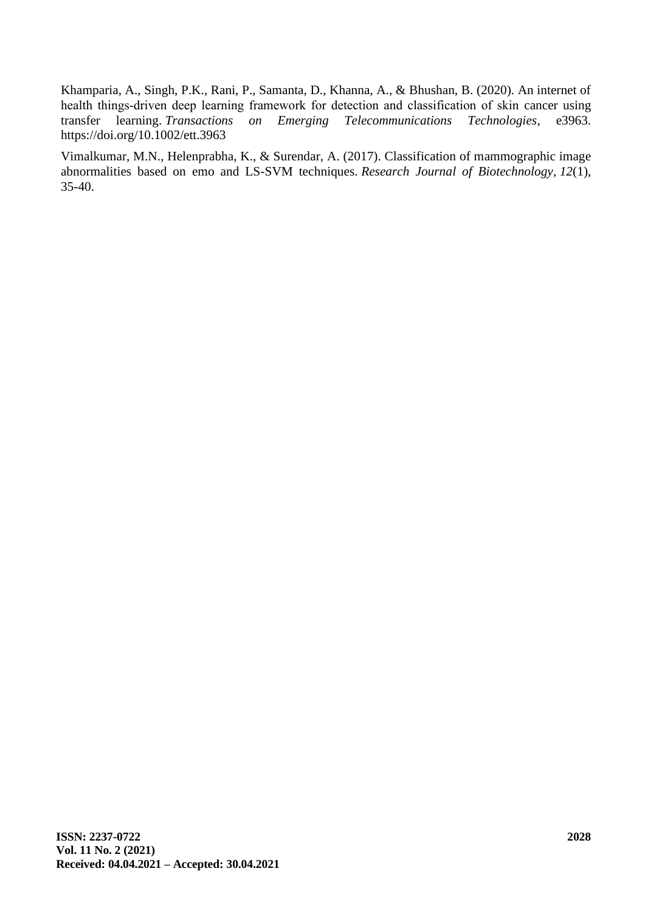Khamparia, A., Singh, P.K., Rani, P., Samanta, D., Khanna, A., & Bhushan, B. (2020). An internet of health things-driven deep learning framework for detection and classification of skin cancer using transfer learning. *Transactions on Emerging Telecommunications Technologies*, e3963. https://doi.org/10.1002/ett.3963

Vimalkumar, M.N., Helenprabha, K., & Surendar, A. (2017). Classification of mammographic image abnormalities based on emo and LS-SVM techniques. *Research Journal of Biotechnology*, *12*(1), 35-40.